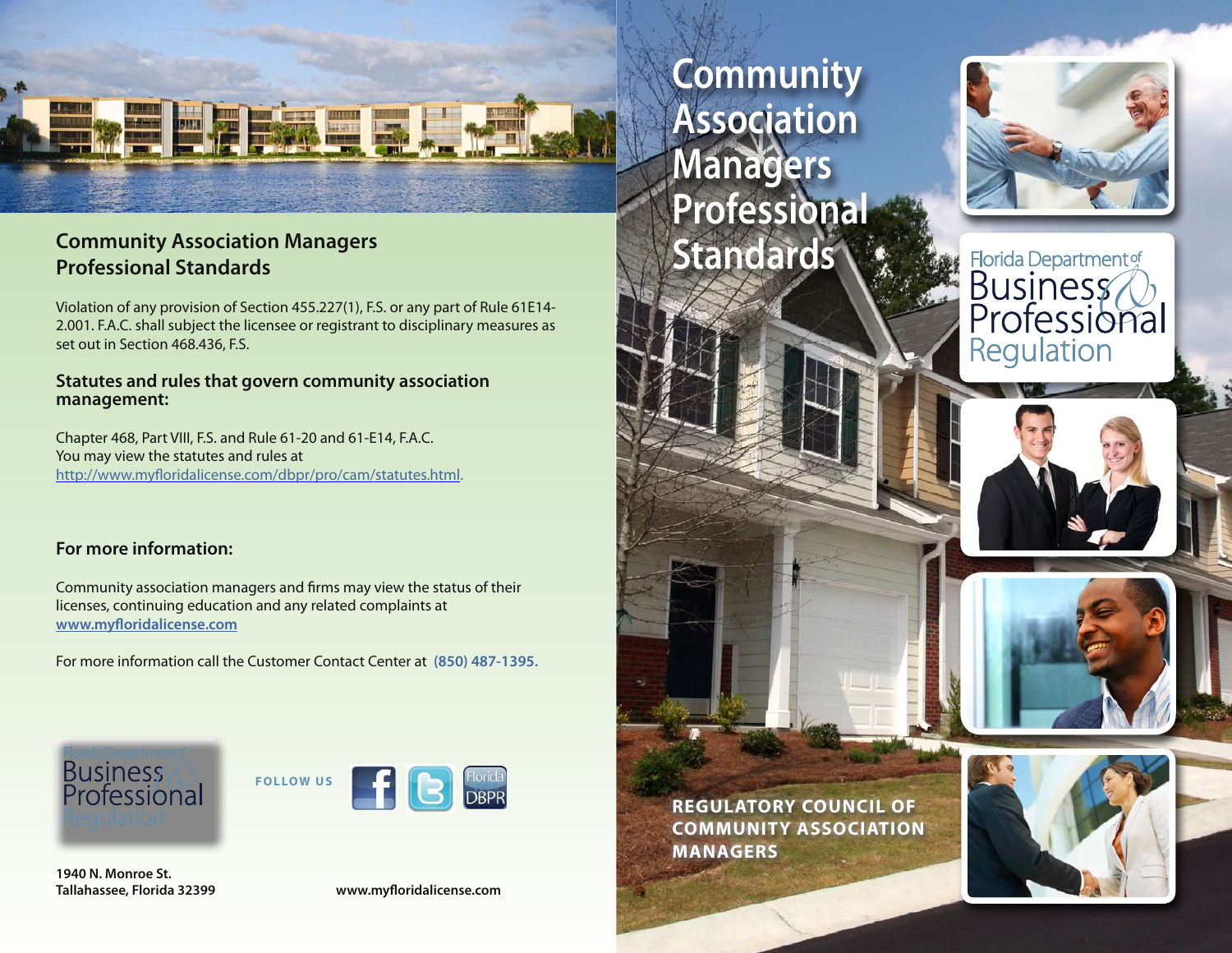## Community Association Managers Professional Standards

Violation of any provision of Section 455.227(1), F.S. or any part of Rule 61E14-2.001. F.A.C. shall subject the licensee or registrant to disciplinary measures as set out in Section 468.436, F.S.

### Statutes and rules that govern community association management:

Chapter 468, Part VIII, F.S. and Rule 61-20 and 61-E14, F.A.C.
You may view the statutes and rules at
http://www.myfloridalicense.com/dbpr/pro/cam/statutes.html.

### For more information:

Community association managers and firms may view the status of their licenses, continuing education and any related complaints at
**www.myfloridalicense.com**

For more information call the Customer Contact Center at **(850) 487-1395.**

Florida Department of Business & Professional Regulation

FOLLOW US

**1940 N. Monroe St.**
**Tallahassee, Florida 32399**

**www.myfloridalicense.com**

# Community Association Managers Professional Standards

Florida Department of Business & Professional Regulation

**REGULATORY COUNCIL OF COMMUNITY ASSOCIATION MANAGERS**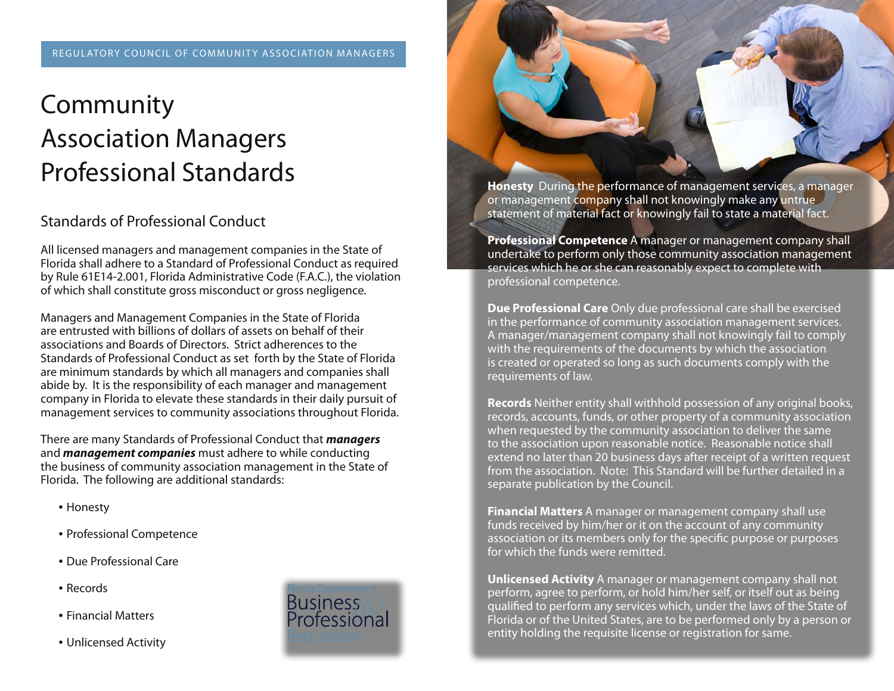REGULATORY COUNCIL OF COMMUNITY ASSOCIATION MANAGERS

# Community Association Managers Professional Standards

## Standards of Professional Conduct

All licensed managers and management companies in the State of Florida shall adhere to a Standard of Professional Conduct as required by Rule 61E14-2.001, Florida Administrative Code (F.A.C.), the violation of which shall constitute gross misconduct or gross negligence.

Managers and Management Companies in the State of Florida are entrusted with billions of dollars of assets on behalf of their associations and Boards of Directors. Strict adherences to the Standards of Professional Conduct as set forth by the State of Florida are minimum standards by which all managers and companies shall abide by. It is the responsibility of each manager and management company in Florida to elevate these standards in their daily pursuit of management services to community associations throughout Florida.

There are many Standards of Professional Conduct that ***managers*** and ***management companies*** must adhere to while conducting the business of community association management in the State of Florida. The following are additional standards:

- Honesty
- Professional Competence
- Due Professional Care
- Records
- Financial Matters
- Unlicensed Activity

Florida Department of Business & Professional Regulation

**Honesty** During the performance of management services, a manager or management company shall not knowingly make any untrue statement of material fact or knowingly fail to state a material fact.

**Professional Competence** A manager or management company shall undertake to perform only those community association management services which he or she can reasonably expect to complete with professional competence.

**Due Professional Care** Only due professional care shall be exercised in the performance of community association management services. A manager/management company shall not knowingly fail to comply with the requirements of the documents by which the association is created or operated so long as such documents comply with the requirements of law.

**Records** Neither entity shall withhold possession of any original books, records, accounts, funds, or other property of a community association when requested by the community association to deliver the same to the association upon reasonable notice. Reasonable notice shall extend no later than 20 business days after receipt of a written request from the association. Note: This Standard will be further detailed in a separate publication by the Council.

**Financial Matters** A manager or management company shall use funds received by him/her or it on the account of any community association or its members only for the specific purpose or purposes for which the funds were remitted.

**Unlicensed Activity** A manager or management company shall not perform, agree to perform, or hold him/her self, or itself out as being qualified to perform any services which, under the laws of the State of Florida or of the United States, are to be performed only by a person or entity holding the requisite license or registration for same.